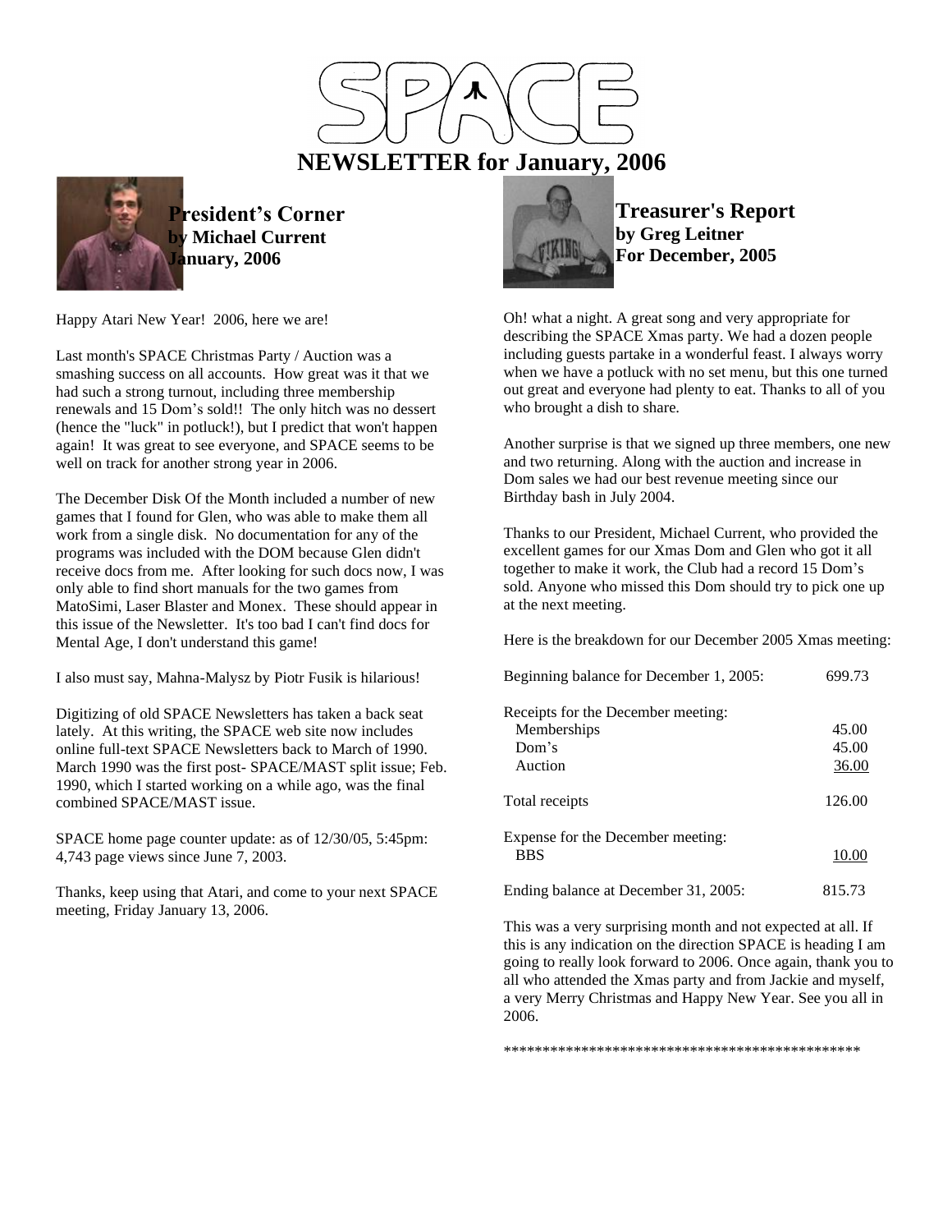# SPACE NEWSLETTER for January, 2006

## President's Corner
**by Michael Current**
**January, 2006**

Happy Atari New Year! 2006, here we are!

Last month's SPACE Christmas Party / Auction was a smashing success on all accounts. How great was it that we had such a strong turnout, including three membership renewals and 15 Dom's sold!! The only hitch was no dessert (hence the "luck" in potluck!), but I predict that won't happen again! It was great to see everyone, and SPACE seems to be well on track for another strong year in 2006.

The December Disk Of the Month included a number of new games that I found for Glen, who was able to make them all work from a single disk. No documentation for any of the programs was included with the DOM because Glen didn't receive docs from me. After looking for such docs now, I was only able to find short manuals for the two games from MatoSimi, Laser Blaster and Monex. These should appear in this issue of the Newsletter. It's too bad I can't find docs for Mental Age, I don't understand this game!

I also must say, Mahna-Malysz by Piotr Fusik is hilarious!

Digitizing of old SPACE Newsletters has taken a back seat lately. At this writing, the SPACE web site now includes online full-text SPACE Newsletters back to March of 1990. March 1990 was the first post- SPACE/MAST split issue; Feb. 1990, which I started working on a while ago, was the final combined SPACE/MAST issue.

SPACE home page counter update: as of 12/30/05, 5:45pm: 4,743 page views since June 7, 2003.

Thanks, keep using that Atari, and come to your next SPACE meeting, Friday January 13, 2006.

## Treasurer's Report
**by Greg Leitner**
**For December, 2005**

Oh! what a night. A great song and very appropriate for describing the SPACE Xmas party. We had a dozen people including guests partake in a wonderful feast. I always worry when we have a potluck with no set menu, but this one turned out great and everyone had plenty to eat. Thanks to all of you who brought a dish to share.

Another surprise is that we signed up three members, one new and two returning. Along with the auction and increase in Dom sales we had our best revenue meeting since our Birthday bash in July 2004.

Thanks to our President, Michael Current, who provided the excellent games for our Xmas Dom and Glen who got it all together to make it work, the Club had a record 15 Dom's sold. Anyone who missed this Dom should try to pick one up at the next meeting.

Here is the breakdown for our December 2005 Xmas meeting:

| | |
|---|---|
| Beginning balance for December 1, 2005: | 699.73 |
| Receipts for the December meeting: | |
| Memberships | 45.00 |
| Dom's | 45.00 |
| Auction | 36.00 |
| Total receipts | 126.00 |
| Expense for the December meeting: | |
| BBS | 10.00 |
| Ending balance at December 31, 2005: | 815.73 |

This was a very surprising month and not expected at all. If this is any indication on the direction SPACE is heading I am going to really look forward to 2006. Once again, thank you to all who attended the Xmas party and from Jackie and myself, a very Merry Christmas and Happy New Year. See you all in 2006.

**********************************************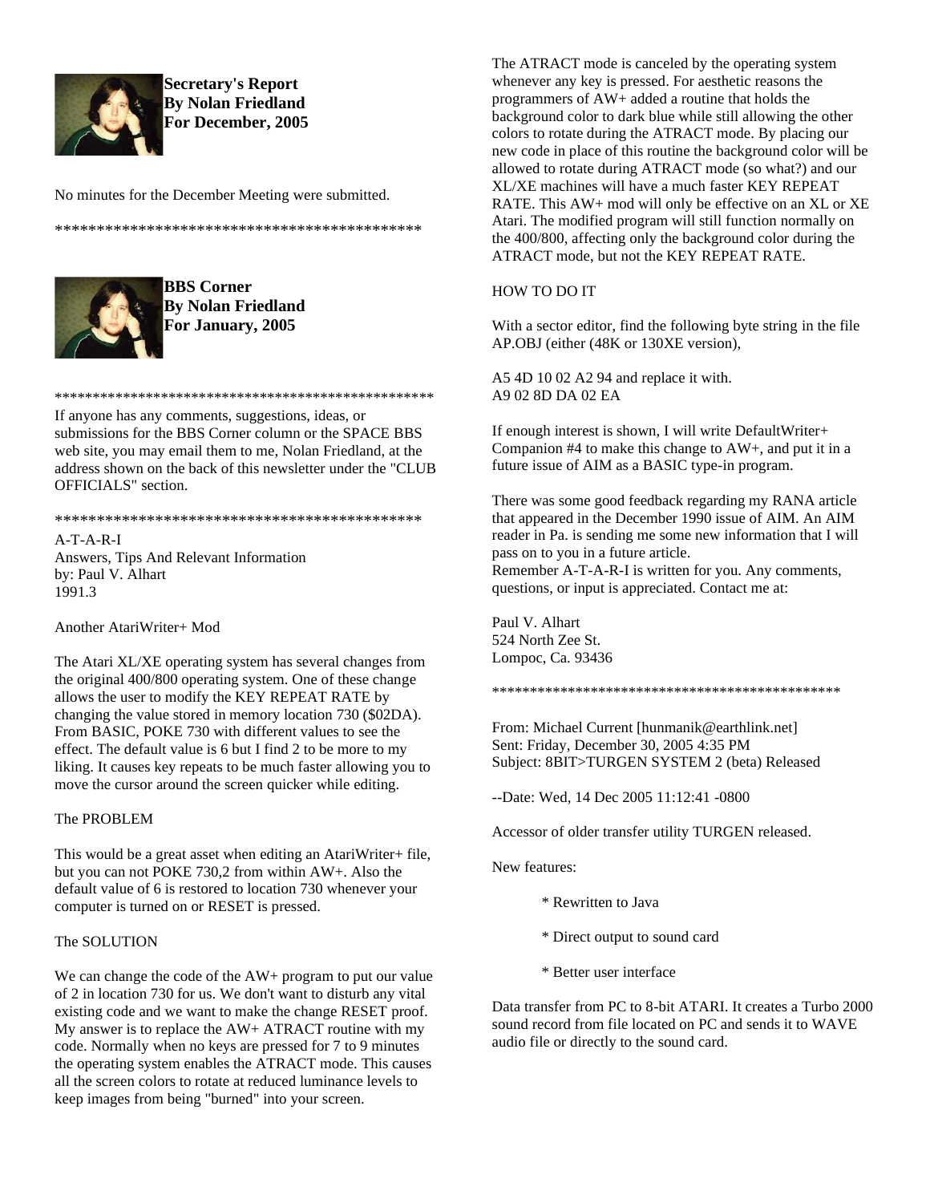**Secretary's Report**
**By Nolan Friedland**
**For December, 2005**

No minutes for the December Meeting were submitted.

*********************************************

**BBS Corner**
**By Nolan Friedland**
**For January, 2005**

**************************************************

If anyone has any comments, suggestions, ideas, or submissions for the BBS Corner column or the SPACE BBS web site, you may email them to me, Nolan Friedland, at the address shown on the back of this newsletter under the "CLUB OFFICIALS" section.

*********************************************

A-T-A-R-I
Answers, Tips And Relevant Information
by: Paul V. Alhart
1991.3

Another AtariWriter+ Mod

The Atari XL/XE operating system has several changes from the original 400/800 operating system. One of these change allows the user to modify the KEY REPEAT RATE by changing the value stored in memory location 730 ($02DA). From BASIC, POKE 730 with different values to see the effect. The default value is 6 but I find 2 to be more to my liking. It causes key repeats to be much faster allowing you to move the cursor around the screen quicker while editing.

The PROBLEM

This would be a great asset when editing an AtariWriter+ file, but you can not POKE 730,2 from within AW+. Also the default value of 6 is restored to location 730 whenever your computer is turned on or RESET is pressed.

The SOLUTION

We can change the code of the AW+ program to put our value of 2 in location 730 for us. We don't want to disturb any vital existing code and we want to make the change RESET proof. My answer is to replace the AW+ ATRACT routine with my code. Normally when no keys are pressed for 7 to 9 minutes the operating system enables the ATRACT mode. This causes all the screen colors to rotate at reduced luminance levels to keep images from being "burned" into your screen.

The ATRACT mode is canceled by the operating system whenever any key is pressed. For aesthetic reasons the programmers of AW+ added a routine that holds the background color to dark blue while still allowing the other colors to rotate during the ATRACT mode. By placing our new code in place of this routine the background color will be allowed to rotate during ATRACT mode (so what?) and our XL/XE machines will have a much faster KEY REPEAT RATE. This AW+ mod will only be effective on an XL or XE Atari. The modified program will still function normally on the 400/800, affecting only the background color during the ATRACT mode, but not the KEY REPEAT RATE.

HOW TO DO IT

With a sector editor, find the following byte string in the file AP.OBJ (either (48K or 130XE version),

A5 4D 10 02 A2 94 and replace it with.
A9 02 8D DA 02 EA

If enough interest is shown, I will write DefaultWriter+ Companion #4 to make this change to AW+, and put it in a future issue of AIM as a BASIC type-in program.

There was some good feedback regarding my RANA article that appeared in the December 1990 issue of AIM. An AIM reader in Pa. is sending me some new information that I will pass on to you in a future article.
Remember A-T-A-R-I is written for you. Any comments, questions, or input is appreciated. Contact me at:

Paul V. Alhart
524 North Zee St.
Lompoc, Ca. 93436

**********************************************

From: Michael Current [hunmanik@earthlink.net]
Sent: Friday, December 30, 2005 4:35 PM
Subject: 8BIT>TURGEN SYSTEM 2 (beta) Released

--Date: Wed, 14 Dec 2005 11:12:41 -0800

Accessor of older transfer utility TURGEN released.

New features:

* Rewritten to Java
* Direct output to sound card
* Better user interface

Data transfer from PC to 8-bit ATARI. It creates a Turbo 2000 sound record from file located on PC and sends it to WAVE audio file or directly to the sound card.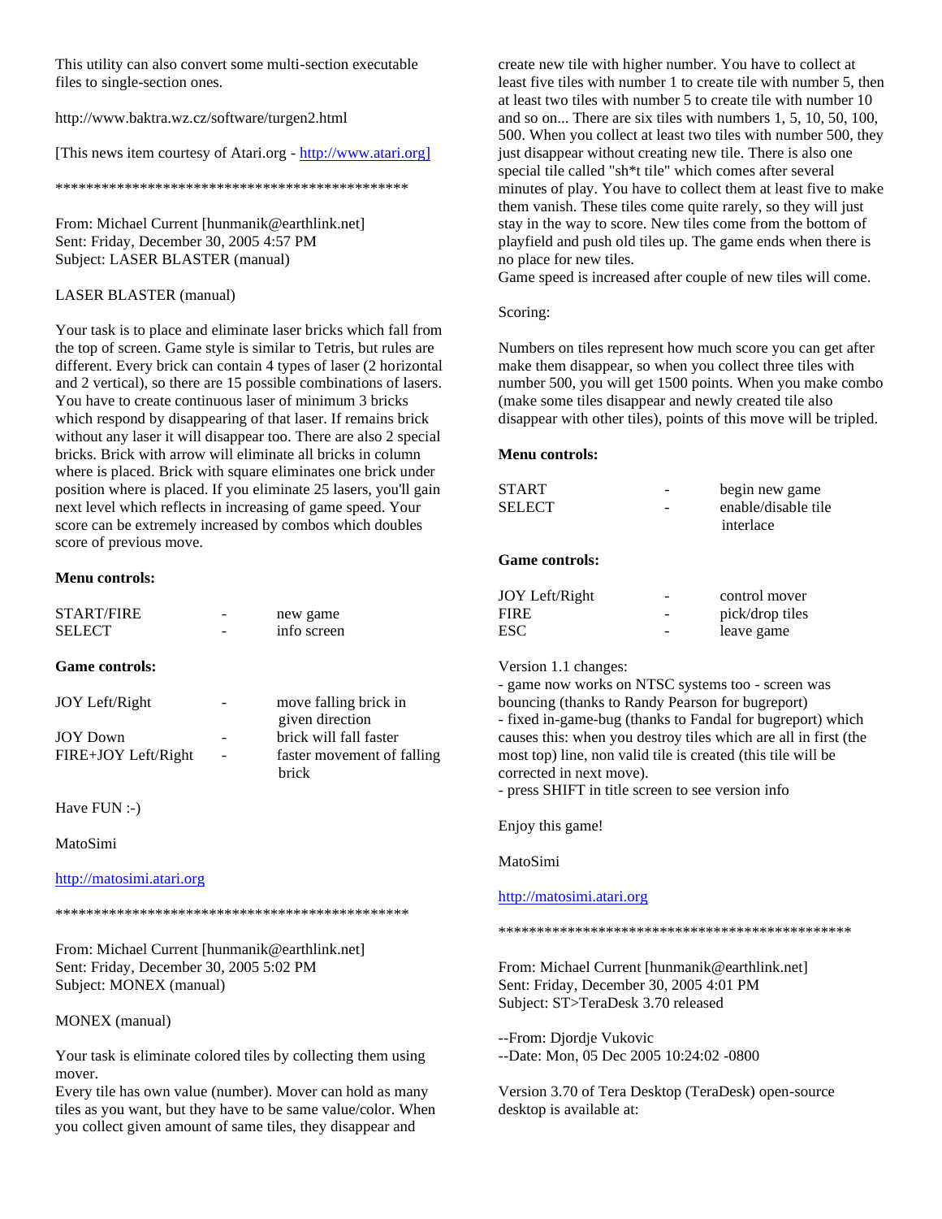This utility can also convert some multi-section executable files to single-section ones.

http://www.baktra.wz.cz/software/turgen2.html

[This news item courtesy of Atari.org - http://www.atari.org]

\*\*\*\*\*\*\*\*\*\*\*\*\*\*\*\*\*\*\*\*\*\*\*\*\*\*\*\*\*\*\*\*\*\*\*\*\*\*\*\*\*\*\*\*\*\*\*

From: Michael Current [hunmanik@earthlink.net]
Sent: Friday, December 30, 2005 4:57 PM
Subject: LASER BLASTER (manual)

LASER BLASTER (manual)

Your task is to place and eliminate laser bricks which fall from the top of screen. Game style is similar to Tetris, but rules are different. Every brick can contain 4 types of laser (2 horizontal and 2 vertical), so there are 15 possible combinations of lasers. You have to create continuous laser of minimum 3 bricks which respond by disappearing of that laser. If remains brick without any laser it will disappear too. There are also 2 special bricks. Brick with arrow will eliminate all bricks in column where is placed. Brick with square eliminates one brick under position where is placed. If you eliminate 25 lasers, you'll gain next level which reflects in increasing of game speed. Your score can be extremely increased by combos which doubles score of previous move.

**Menu controls:**

| | | |
|---|---|---|
| START/FIRE | - | new game |
| SELECT | - | info screen |

**Game controls:**

| | | |
|---|---|---|
| JOY Left/Right | - | move falling brick in given direction |
| JOY Down | - | brick will fall faster |
| FIRE+JOY Left/Right | - | faster movement of falling brick |

Have FUN :-)

MatoSimi

http://matosimi.atari.org

\*\*\*\*\*\*\*\*\*\*\*\*\*\*\*\*\*\*\*\*\*\*\*\*\*\*\*\*\*\*\*\*\*\*\*\*\*\*\*\*\*\*\*\*\*\*\*

From: Michael Current [hunmanik@earthlink.net]
Sent: Friday, December 30, 2005 5:02 PM
Subject: MONEX (manual)

MONEX (manual)

Your task is eliminate colored tiles by collecting them using mover.
Every tile has own value (number). Mover can hold as many tiles as you want, but they have to be same value/color. When you collect given amount of same tiles, they disappear and create new tile with higher number. You have to collect at least five tiles with number 1 to create tile with number 5, then at least two tiles with number 5 to create tile with number 10 and so on... There are six tiles with numbers 1, 5, 10, 50, 100, 500. When you collect at least two tiles with number 500, they just disappear without creating new tile. There is also one special tile called "sh*t tile" which comes after several minutes of play. You have to collect them at least five to make them vanish. These tiles come quite rarely, so they will just stay in the way to score. New tiles come from the bottom of playfield and push old tiles up. The game ends when there is no place for new tiles.
Game speed is increased after couple of new tiles will come.

Scoring:

Numbers on tiles represent how much score you can get after make them disappear, so when you collect three tiles with number 500, you will get 1500 points. When you make combo (make some tiles disappear and newly created tile also disappear with other tiles), points of this move will be tripled.

**Menu controls:**

| | | |
|---|---|---|
| START | - | begin new game |
| SELECT | - | enable/disable tile interlace |

**Game controls:**

| | | |
|---|---|---|
| JOY Left/Right | - | control mover |
| FIRE | - | pick/drop tiles |
| ESC | - | leave game |

Version 1.1 changes:
- game now works on NTSC systems too - screen was bouncing (thanks to Randy Pearson for bugreport)
- fixed in-game-bug (thanks to Fandal for bugreport) which causes this: when you destroy tiles which are all in first (the most top) line, non valid tile is created (this tile will be corrected in next move).
- press SHIFT in title screen to see version info

Enjoy this game!

MatoSimi

http://matosimi.atari.org

\*\*\*\*\*\*\*\*\*\*\*\*\*\*\*\*\*\*\*\*\*\*\*\*\*\*\*\*\*\*\*\*\*\*\*\*\*\*\*\*\*\*\*\*\*\*\*

From: Michael Current [hunmanik@earthlink.net]
Sent: Friday, December 30, 2005 4:01 PM
Subject: ST>TeraDesk 3.70 released

--From: Djordje Vukovic
--Date: Mon, 05 Dec 2005 10:24:02 -0800

Version 3.70 of Tera Desktop (TeraDesk) open-source desktop is available at: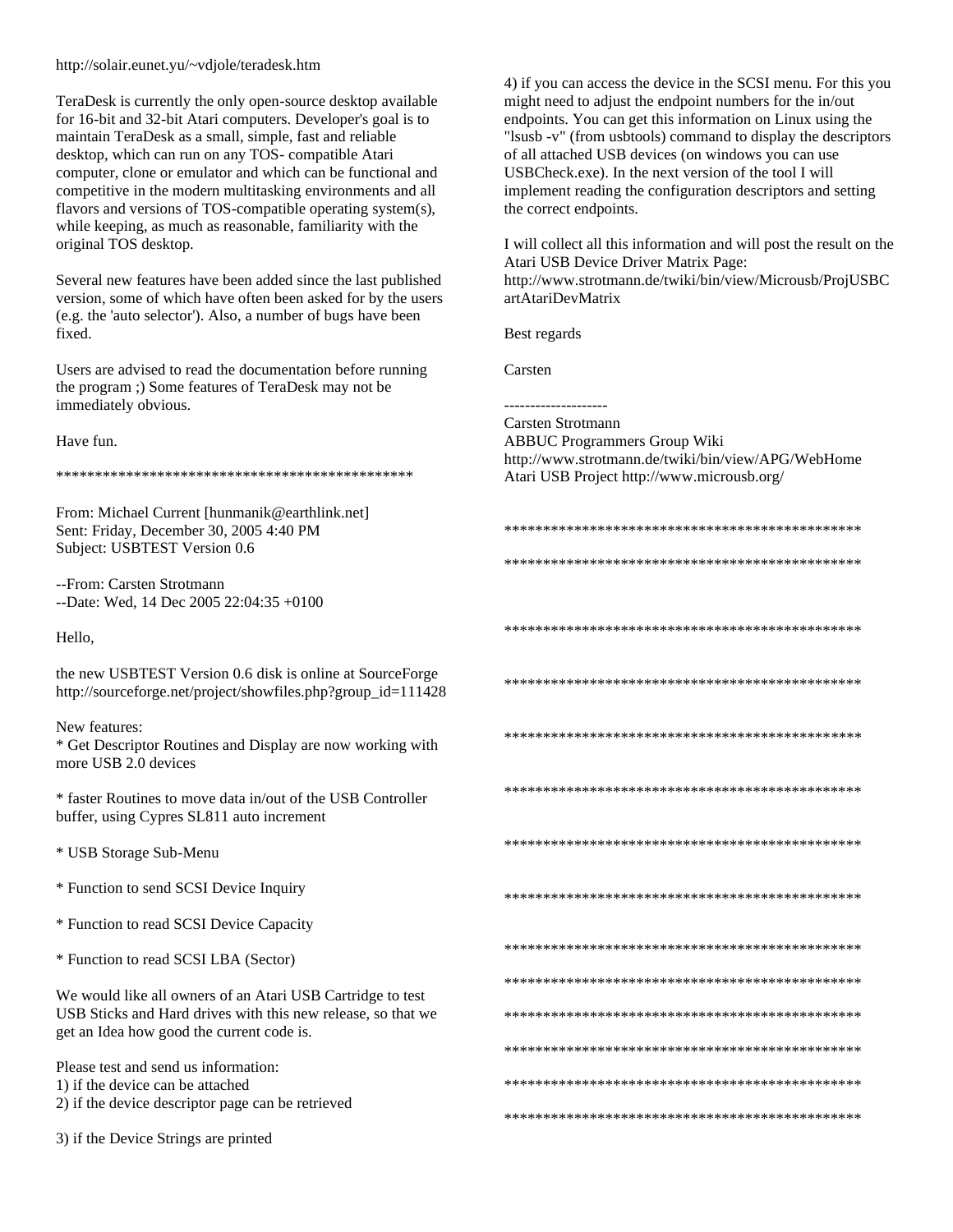http://solair.eunet.yu/~vdjole/teradesk.htm

TeraDesk is currently the only open-source desktop available for 16-bit and 32-bit Atari computers. Developer's goal is to maintain TeraDesk as a small, simple, fast and reliable desktop, which can run on any TOS- compatible Atari computer, clone or emulator and which can be functional and competitive in the modern multitasking environments and all flavors and versions of TOS-compatible operating system(s), while keeping, as much as reasonable, familiarity with the original TOS desktop.

Several new features have been added since the last published version, some of which have often been asked for by the users (e.g. the 'auto selector'). Also, a number of bugs have been fixed.

Users are advised to read the documentation before running the program ;) Some features of TeraDesk may not be immediately obvious.

Have fun.

***********************************************

From: Michael Current [hunmanik@earthlink.net]
Sent: Friday, December 30, 2005 4:40 PM
Subject: USBTEST Version 0.6

--From: Carsten Strotmann
--Date: Wed, 14 Dec 2005 22:04:35 +0100

Hello,

the new USBTEST Version 0.6 disk is online at SourceForge http://sourceforge.net/project/showfiles.php?group_id=111428

New features:
* Get Descriptor Routines and Display are now working with more USB 2.0 devices

* faster Routines to move data in/out of the USB Controller buffer, using Cypres SL811 auto increment

* USB Storage Sub-Menu

* Function to send SCSI Device Inquiry

* Function to read SCSI Device Capacity

* Function to read SCSI LBA (Sector)

We would like all owners of an Atari USB Cartridge to test USB Sticks and Hard drives with this new release, so that we get an Idea how good the current code is.

Please test and send us information:
1) if the device can be attached
2) if the device descriptor page can be retrieved

3) if the Device Strings are printed

4) if you can access the device in the SCSI menu. For this you might need to adjust the endpoint numbers for the in/out endpoints. You can get this information on Linux using the "lsusb -v" (from usbtools) command to display the descriptors of all attached USB devices (on windows you can use USBCheck.exe). In the next version of the tool I will implement reading the configuration descriptors and setting the correct endpoints.

I will collect all this information and will post the result on the Atari USB Device Driver Matrix Page:
http://www.strotmann.de/twiki/bin/view/Microusb/ProjUSBCartAtariDevMatrix

Best regards

Carsten

--------------------
Carsten Strotmann
ABBUC Programmers Group Wiki
http://www.strotmann.de/twiki/bin/view/APG/WebHome
Atari USB Project http://www.microusb.org/

************************************************

************************************************

************************************************

************************************************

************************************************

************************************************

************************************************

************************************************

************************************************

************************************************

************************************************

************************************************

************************************************

************************************************